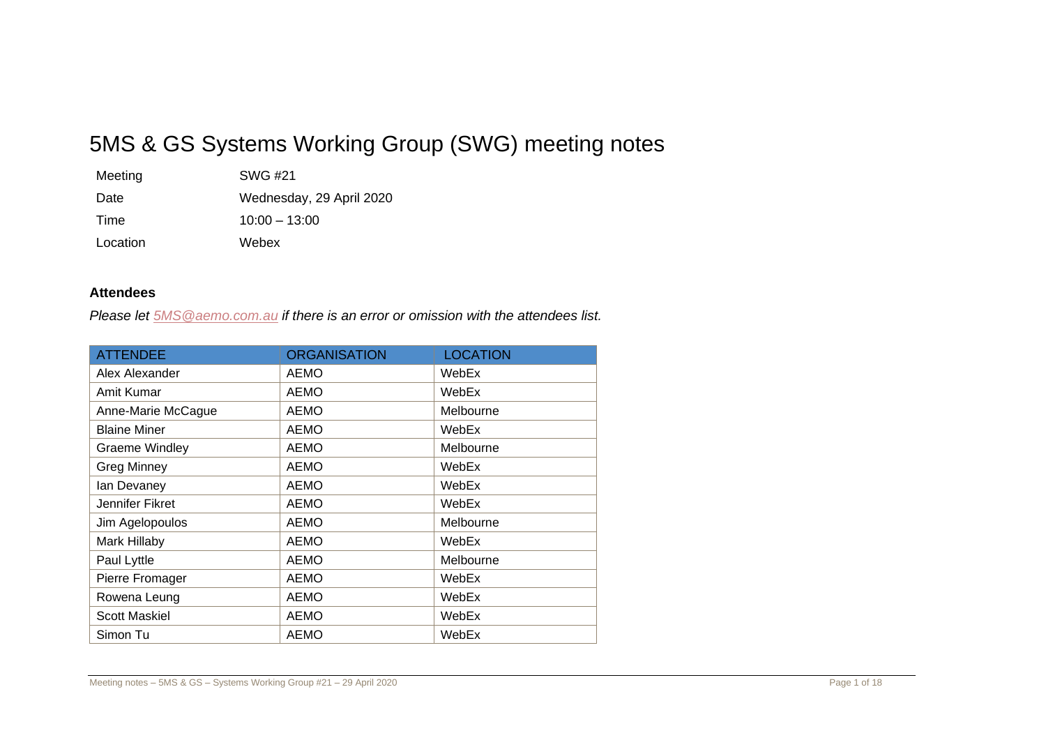# 5MS & GS Systems Working Group (SWG) meeting notes

| | |
|---|---|
| Meeting | SWG #21 |
| Date | Wednesday, 29 April 2020 |
| Time | 10:00 – 13:00 |
| Location | Webex |

## Attendees

*Please let [5MS@aemo.com.au](mailto:5MS@aemo.com.au) if there is an error or omission with the attendees list.*

| ATTENDEE | ORGANISATION | LOCATION |
|---|---|---|
| Alex Alexander | AEMO | WebEx |
| Amit Kumar | AEMO | WebEx |
| Anne-Marie McCague | AEMO | Melbourne |
| Blaine Miner | AEMO | WebEx |
| Graeme Windley | AEMO | Melbourne |
| Greg Minney | AEMO | WebEx |
| Ian Devaney | AEMO | WebEx |
| Jennifer Fikret | AEMO | WebEx |
| Jim Agelopoulos | AEMO | Melbourne |
| Mark Hillaby | AEMO | WebEx |
| Paul Lyttle | AEMO | Melbourne |
| Pierre Fromager | AEMO | WebEx |
| Rowena Leung | AEMO | WebEx |
| Scott Maskiel | AEMO | WebEx |
| Simon Tu | AEMO | WebEx |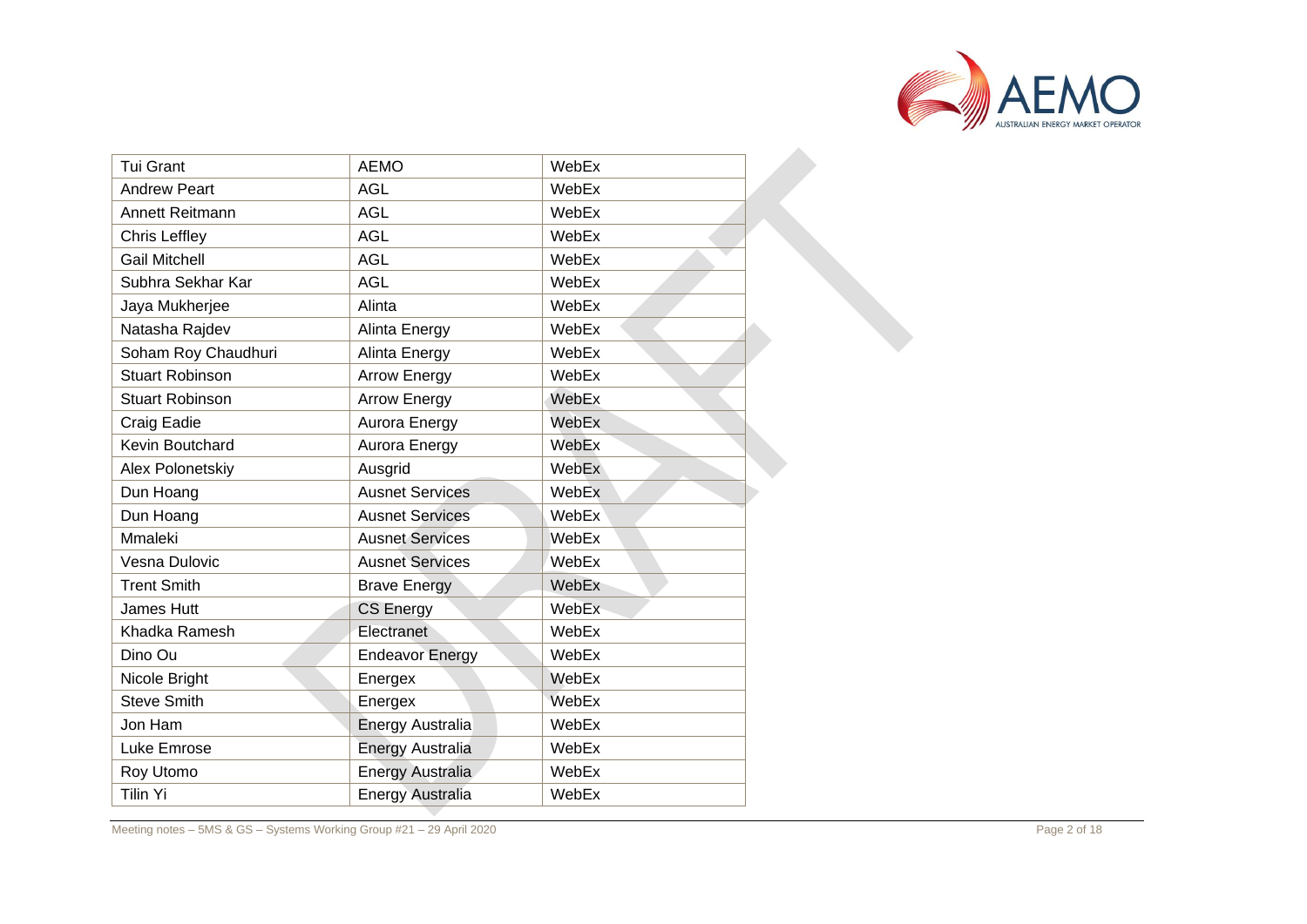| Tui Grant | AEMO | WebEx |
|---|---|---|
| Andrew Peart | AGL | WebEx |
| Annett Reitmann | AGL | WebEx |
| Chris Leffley | AGL | WebEx |
| Gail Mitchell | AGL | WebEx |
| Subhra Sekhar Kar | AGL | WebEx |
| Jaya Mukherjee | Alinta | WebEx |
| Natasha Rajdev | Alinta Energy | WebEx |
| Soham Roy Chaudhuri | Alinta Energy | WebEx |
| Stuart Robinson | Arrow Energy | WebEx |
| Stuart Robinson | Arrow Energy | WebEx |
| Craig Eadie | Aurora Energy | WebEx |
| Kevin Boutchard | Aurora Energy | WebEx |
| Alex Polonetskiy | Ausgrid | WebEx |
| Dun Hoang | Ausnet Services | WebEx |
| Dun Hoang | Ausnet Services | WebEx |
| Mmaleki | Ausnet Services | WebEx |
| Vesna Dulovic | Ausnet Services | WebEx |
| Trent Smith | Brave Energy | WebEx |
| James Hutt | CS Energy | WebEx |
| Khadka Ramesh | Electranet | WebEx |
| Dino Ou | Endeavor Energy | WebEx |
| Nicole Bright | Energex | WebEx |
| Steve Smith | Energex | WebEx |
| Jon Ham | Energy Australia | WebEx |
| Luke Emrose | Energy Australia | WebEx |
| Roy Utomo | Energy Australia | WebEx |
| Tilin Yi | Energy Australia | WebEx |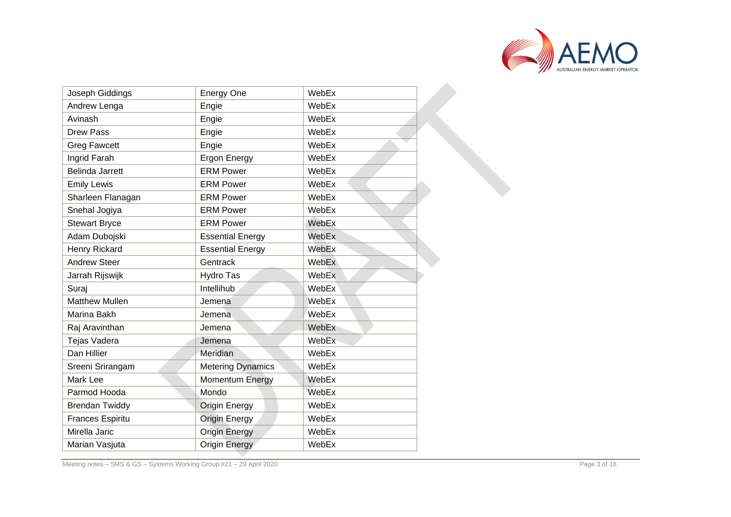| Joseph Giddings | Energy One | WebEx |
|---|---|---|
| Andrew Lenga | Engie | WebEx |
| Avinash | Engie | WebEx |
| Drew Pass | Engie | WebEx |
| Greg Fawcett | Engie | WebEx |
| Ingrid Farah | Ergon Energy | WebEx |
| Belinda Jarrett | ERM Power | WebEx |
| Emily Lewis | ERM Power | WebEx |
| Sharleen Flanagan | ERM Power | WebEx |
| Snehal Jogiya | ERM Power | WebEx |
| Stewart Bryce | ERM Power | WebEx |
| Adam Dubojski | Essential Energy | WebEx |
| Henry Rickard | Essential Energy | WebEx |
| Andrew Steer | Gentrack | WebEx |
| Jarrah Rijswijk | Hydro Tas | WebEx |
| Suraj | Intellihub | WebEx |
| Matthew Mullen | Jemena | WebEx |
| Marina Bakh | Jemena | WebEx |
| Raj Aravinthan | Jemena | WebEx |
| Tejas Vadera | Jemena | WebEx |
| Dan Hillier | Meridian | WebEx |
| Sreeni Srirangam | Metering Dynamics | WebEx |
| Mark Lee | Momentum Energy | WebEx |
| Parmod Hooda | Mondo | WebEx |
| Brendan Twiddy | Origin Energy | WebEx |
| Frances Espiritu | Origin Energy | WebEx |
| Mirella Jaric | Origin Energy | WebEx |
| Marian Vasjuta | Origin Energy | WebEx |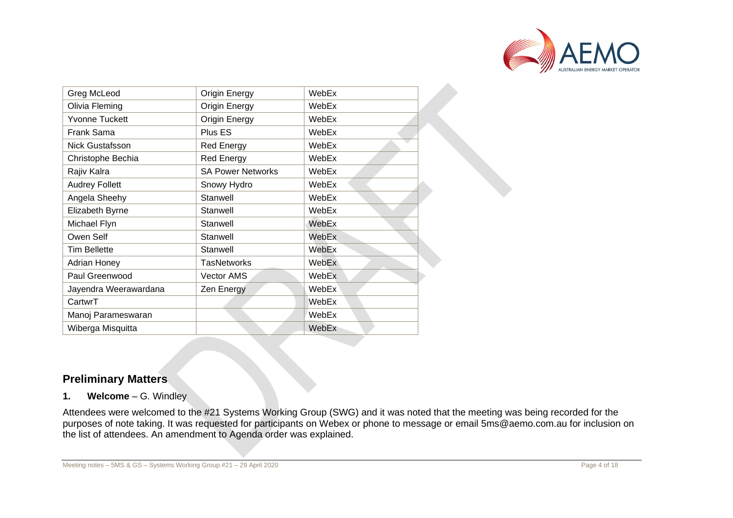| Greg McLeod | Origin Energy | WebEx |
|---|---|---|
| Olivia Fleming | Origin Energy | WebEx |
| Yvonne Tuckett | Origin Energy | WebEx |
| Frank Sama | Plus ES | WebEx |
| Nick Gustafsson | Red Energy | WebEx |
| Christophe Bechia | Red Energy | WebEx |
| Rajiv Kalra | SA Power Networks | WebEx |
| Audrey Follett | Snowy Hydro | WebEx |
| Angela Sheehy | Stanwell | WebEx |
| Elizabeth Byrne | Stanwell | WebEx |
| Michael Flyn | Stanwell | WebEx |
| Owen Self | Stanwell | WebEx |
| Tim Bellette | Stanwell | WebEx |
| Adrian Honey | TasNetworks | WebEx |
| Paul Greenwood | Vector AMS | WebEx |
| Jayendra Weerawardana | Zen Energy | WebEx |
| CartwrT | | WebEx |
| Manoj Parameswaran | | WebEx |
| Wiberga Misquitta | | WebEx |

## Preliminary Matters

**1. Welcome** – G. Windley

Attendees were welcomed to the #21 Systems Working Group (SWG) and it was noted that the meeting was being recorded for the purposes of note taking. It was requested for participants on Webex or phone to message or email 5ms@aemo.com.au for inclusion on the list of attendees. An amendment to Agenda order was explained.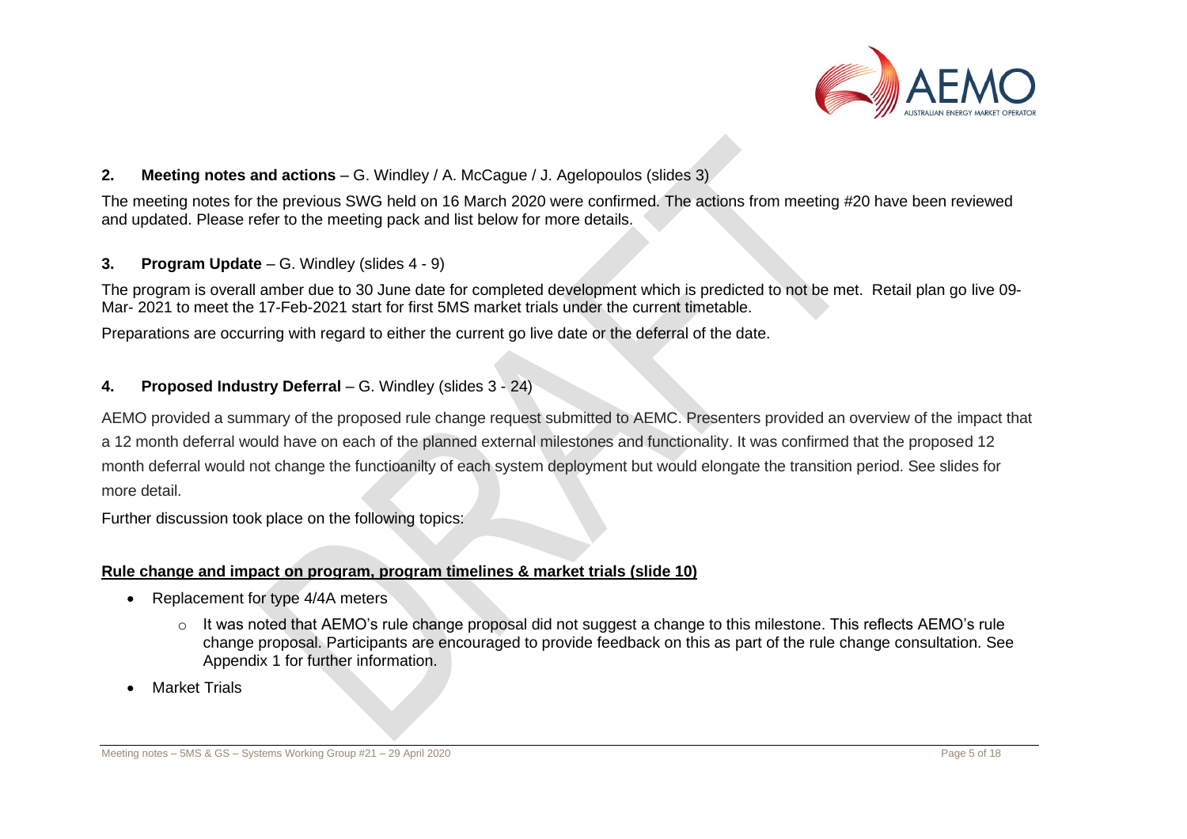**2. Meeting notes and actions** – G. Windley / A. McCague / J. Agelopoulos (slides 3)

The meeting notes for the previous SWG held on 16 March 2020 were confirmed. The actions from meeting #20 have been reviewed and updated. Please refer to the meeting pack and list below for more details.

**3. Program Update** – G. Windley (slides 4 - 9)

The program is overall amber due to 30 June date for completed development which is predicted to not be met. Retail plan go live 09-Mar- 2021 to meet the 17-Feb-2021 start for first 5MS market trials under the current timetable.

Preparations are occurring with regard to either the current go live date or the deferral of the date.

**4. Proposed Industry Deferral** – G. Windley (slides 3 - 24)

AEMO provided a summary of the proposed rule change request submitted to AEMC. Presenters provided an overview of the impact that a 12 month deferral would have on each of the planned external milestones and functionality. It was confirmed that the proposed 12 month deferral would not change the functioanilty of each system deployment but would elongate the transition period. See slides for more detail.

Further discussion took place on the following topics:

**Rule change and impact on program, program timelines & market trials (slide 10)**

- Replacement for type 4/4A meters
  - It was noted that AEMO's rule change proposal did not suggest a change to this milestone. This reflects AEMO's rule change proposal. Participants are encouraged to provide feedback on this as part of the rule change consultation. See Appendix 1 for further information.
- Market Trials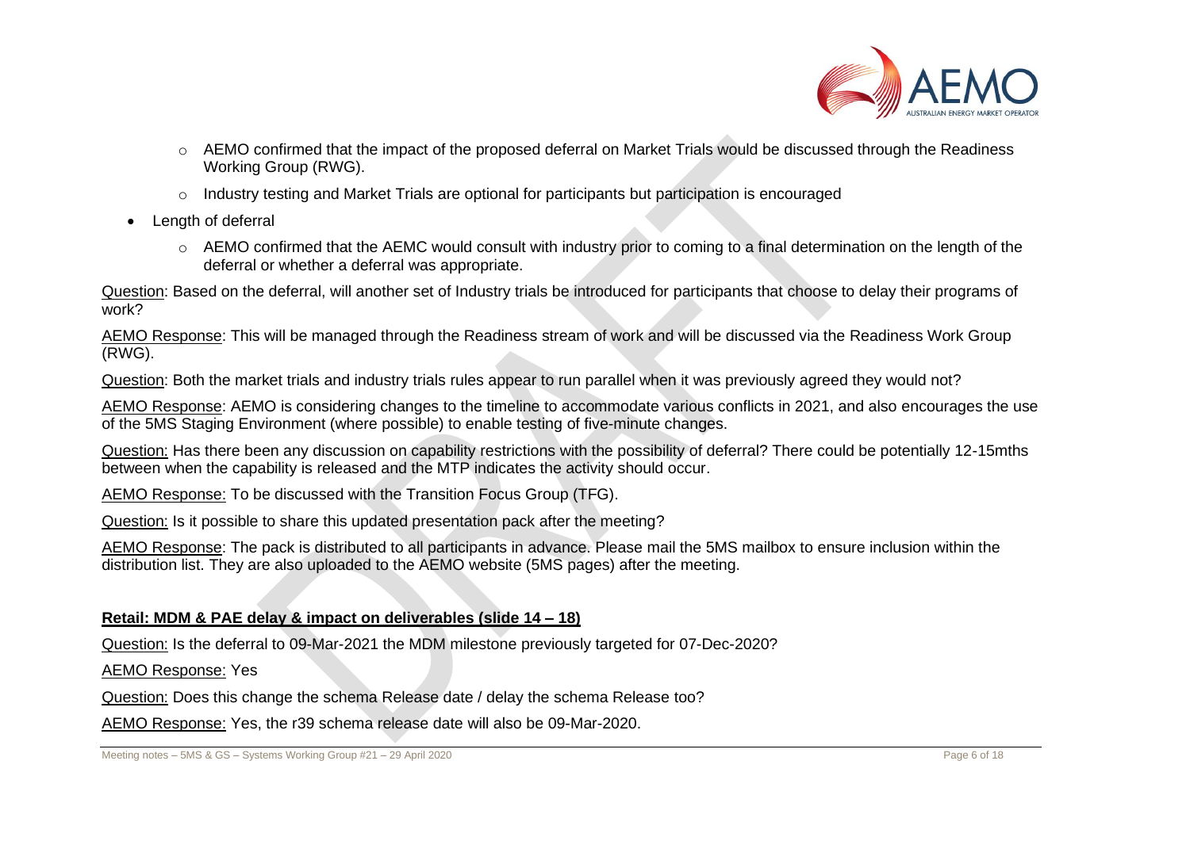- AEMO confirmed that the impact of the proposed deferral on Market Trials would be discussed through the Readiness Working Group (RWG).
  - Industry testing and Market Trials are optional for participants but participation is encouraged
- Length of deferral
  - AEMO confirmed that the AEMC would consult with industry prior to coming to a final determination on the length of the deferral or whether a deferral was appropriate.

Question: Based on the deferral, will another set of Industry trials be introduced for participants that choose to delay their programs of work?

AEMO Response: This will be managed through the Readiness stream of work and will be discussed via the Readiness Work Group (RWG).

Question: Both the market trials and industry trials rules appear to run parallel when it was previously agreed they would not?

AEMO Response: AEMO is considering changes to the timeline to accommodate various conflicts in 2021, and also encourages the use of the 5MS Staging Environment (where possible) to enable testing of five-minute changes.

Question: Has there been any discussion on capability restrictions with the possibility of deferral? There could be potentially 12-15mths between when the capability is released and the MTP indicates the activity should occur.

AEMO Response: To be discussed with the Transition Focus Group (TFG).

Question: Is it possible to share this updated presentation pack after the meeting?

AEMO Response: The pack is distributed to all participants in advance. Please mail the 5MS mailbox to ensure inclusion within the distribution list. They are also uploaded to the AEMO website (5MS pages) after the meeting.

**Retail: MDM & PAE delay & impact on deliverables (slide 14 – 18)**

Question: Is the deferral to 09-Mar-2021 the MDM milestone previously targeted for 07-Dec-2020?

AEMO Response: Yes

Question: Does this change the schema Release date / delay the schema Release too?

AEMO Response: Yes, the r39 schema release date will also be 09-Mar-2020.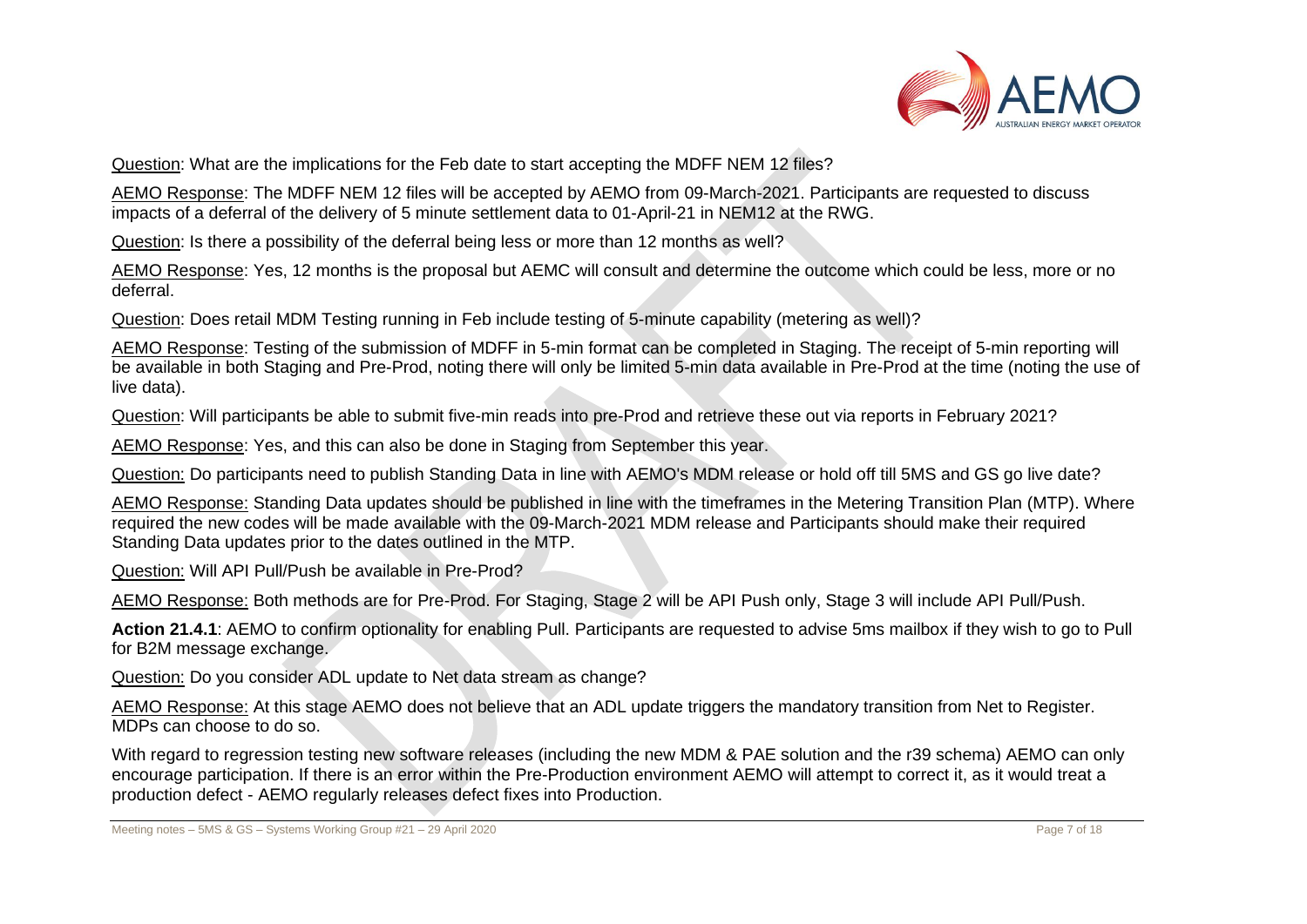Question: What are the implications for the Feb date to start accepting the MDFF NEM 12 files?

AEMO Response: The MDFF NEM 12 files will be accepted by AEMO from 09-March-2021. Participants are requested to discuss impacts of a deferral of the delivery of 5 minute settlement data to 01-April-21 in NEM12 at the RWG.

Question: Is there a possibility of the deferral being less or more than 12 months as well?

AEMO Response: Yes, 12 months is the proposal but AEMC will consult and determine the outcome which could be less, more or no deferral.

Question: Does retail MDM Testing running in Feb include testing of 5-minute capability (metering as well)?

AEMO Response: Testing of the submission of MDFF in 5-min format can be completed in Staging. The receipt of 5-min reporting will be available in both Staging and Pre-Prod, noting there will only be limited 5-min data available in Pre-Prod at the time (noting the use of live data).

Question: Will participants be able to submit five-min reads into pre-Prod and retrieve these out via reports in February 2021?

AEMO Response: Yes, and this can also be done in Staging from September this year.

Question: Do participants need to publish Standing Data in line with AEMO's MDM release or hold off till 5MS and GS go live date?

AEMO Response: Standing Data updates should be published in line with the timeframes in the Metering Transition Plan (MTP). Where required the new codes will be made available with the 09-March-2021 MDM release and Participants should make their required Standing Data updates prior to the dates outlined in the MTP.

Question: Will API Pull/Push be available in Pre-Prod?

AEMO Response: Both methods are for Pre-Prod. For Staging, Stage 2 will be API Push only, Stage 3 will include API Pull/Push.

**Action 21.4.1**: AEMO to confirm optionality for enabling Pull. Participants are requested to advise 5ms mailbox if they wish to go to Pull for B2M message exchange.

Question: Do you consider ADL update to Net data stream as change?

AEMO Response: At this stage AEMO does not believe that an ADL update triggers the mandatory transition from Net to Register. MDPs can choose to do so.

With regard to regression testing new software releases (including the new MDM & PAE solution and the r39 schema) AEMO can only encourage participation. If there is an error within the Pre-Production environment AEMO will attempt to correct it, as it would treat a production defect - AEMO regularly releases defect fixes into Production.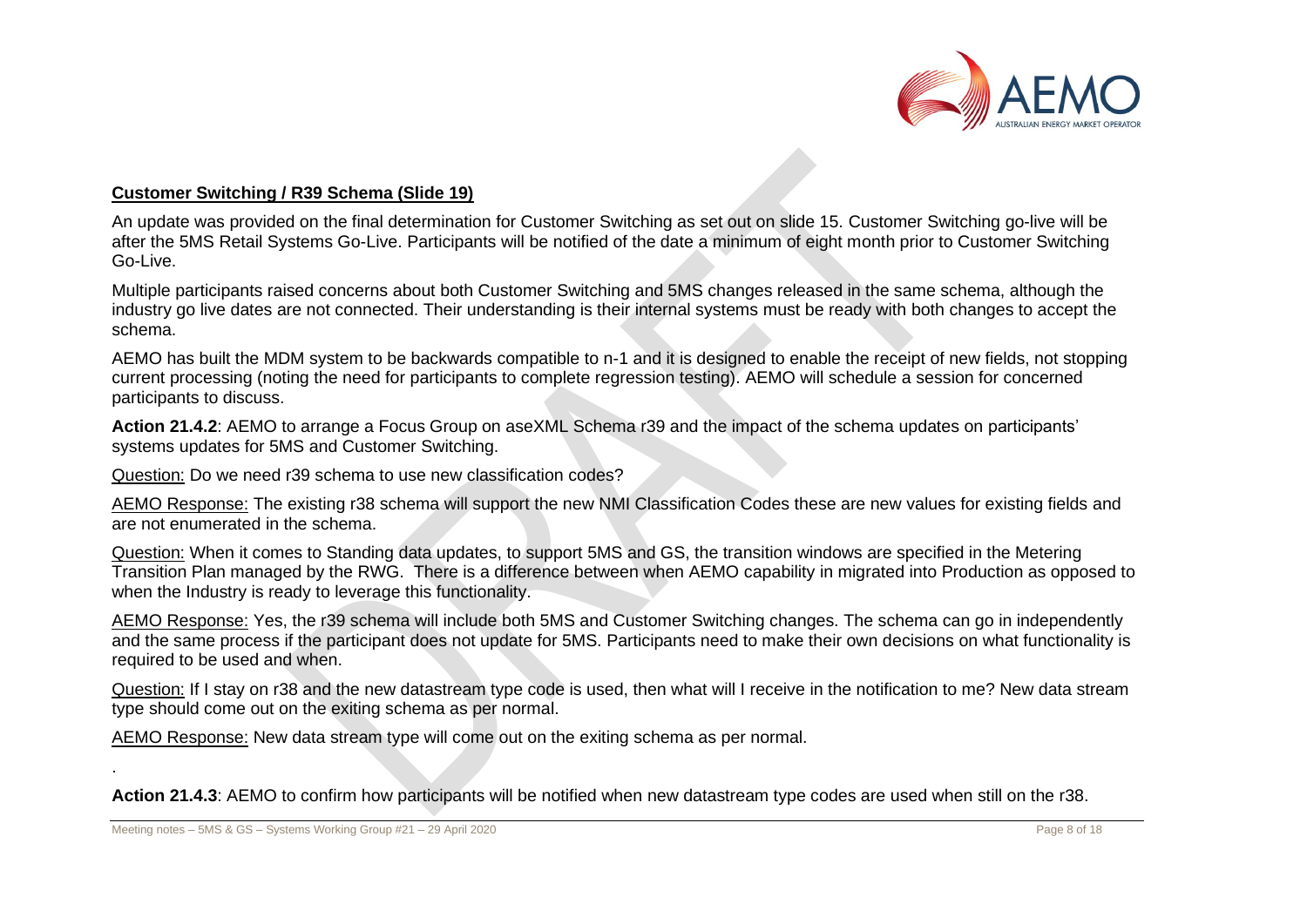**Customer Switching / R39 Schema (Slide 19)**

An update was provided on the final determination for Customer Switching as set out on slide 15. Customer Switching go-live will be after the 5MS Retail Systems Go-Live. Participants will be notified of the date a minimum of eight month prior to Customer Switching Go-Live.

Multiple participants raised concerns about both Customer Switching and 5MS changes released in the same schema, although the industry go live dates are not connected. Their understanding is their internal systems must be ready with both changes to accept the schema.

AEMO has built the MDM system to be backwards compatible to n-1 and it is designed to enable the receipt of new fields, not stopping current processing (noting the need for participants to complete regression testing). AEMO will schedule a session for concerned participants to discuss.

**Action 21.4.2**: AEMO to arrange a Focus Group on aseXML Schema r39 and the impact of the schema updates on participants' systems updates for 5MS and Customer Switching.

Question: Do we need r39 schema to use new classification codes?

AEMO Response: The existing r38 schema will support the new NMI Classification Codes these are new values for existing fields and are not enumerated in the schema.

Question: When it comes to Standing data updates, to support 5MS and GS, the transition windows are specified in the Metering Transition Plan managed by the RWG. There is a difference between when AEMO capability in migrated into Production as opposed to when the Industry is ready to leverage this functionality.

AEMO Response: Yes, the r39 schema will include both 5MS and Customer Switching changes. The schema can go in independently and the same process if the participant does not update for 5MS. Participants need to make their own decisions on what functionality is required to be used and when.

Question: If I stay on r38 and the new datastream type code is used, then what will I receive in the notification to me? New data stream type should come out on the exiting schema as per normal.

AEMO Response: New data stream type will come out on the exiting schema as per normal.

.

**Action 21.4.3**: AEMO to confirm how participants will be notified when new datastream type codes are used when still on the r38.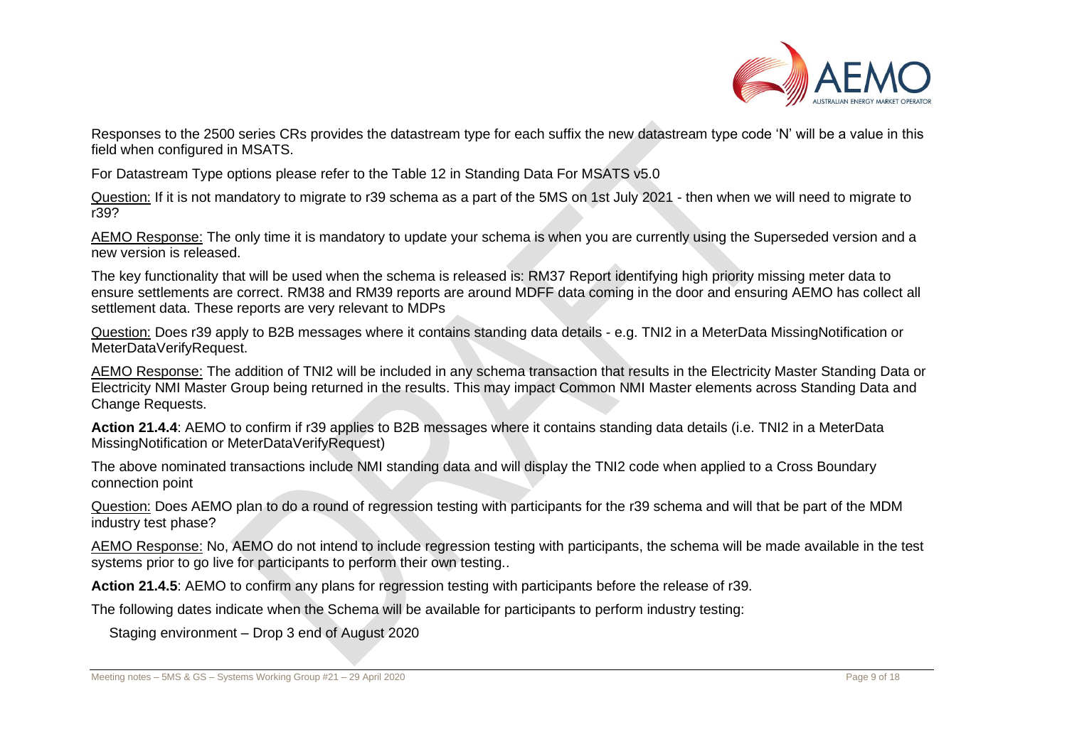Responses to the 2500 series CRs provides the datastream type for each suffix the new datastream type code 'N' will be a value in this field when configured in MSATS.

For Datastream Type options please refer to the Table 12 in Standing Data For MSATS v5.0

Question: If it is not mandatory to migrate to r39 schema as a part of the 5MS on 1st July 2021 - then when we will need to migrate to r39?

AEMO Response: The only time it is mandatory to update your schema is when you are currently using the Superseded version and a new version is released.

The key functionality that will be used when the schema is released is: RM37 Report identifying high priority missing meter data to ensure settlements are correct. RM38 and RM39 reports are around MDFF data coming in the door and ensuring AEMO has collect all settlement data. These reports are very relevant to MDPs

Question: Does r39 apply to B2B messages where it contains standing data details - e.g. TNI2 in a MeterData MissingNotification or MeterDataVerifyRequest.

AEMO Response: The addition of TNI2 will be included in any schema transaction that results in the Electricity Master Standing Data or Electricity NMI Master Group being returned in the results. This may impact Common NMI Master elements across Standing Data and Change Requests.

**Action 21.4.4**: AEMO to confirm if r39 applies to B2B messages where it contains standing data details (i.e. TNI2 in a MeterData MissingNotification or MeterDataVerifyRequest)

The above nominated transactions include NMI standing data and will display the TNI2 code when applied to a Cross Boundary connection point

Question: Does AEMO plan to do a round of regression testing with participants for the r39 schema and will that be part of the MDM industry test phase?

AEMO Response: No, AEMO do not intend to include regression testing with participants, the schema will be made available in the test systems prior to go live for participants to perform their own testing..

**Action 21.4.5**: AEMO to confirm any plans for regression testing with participants before the release of r39.

The following dates indicate when the Schema will be available for participants to perform industry testing:

Staging environment – Drop 3 end of August 2020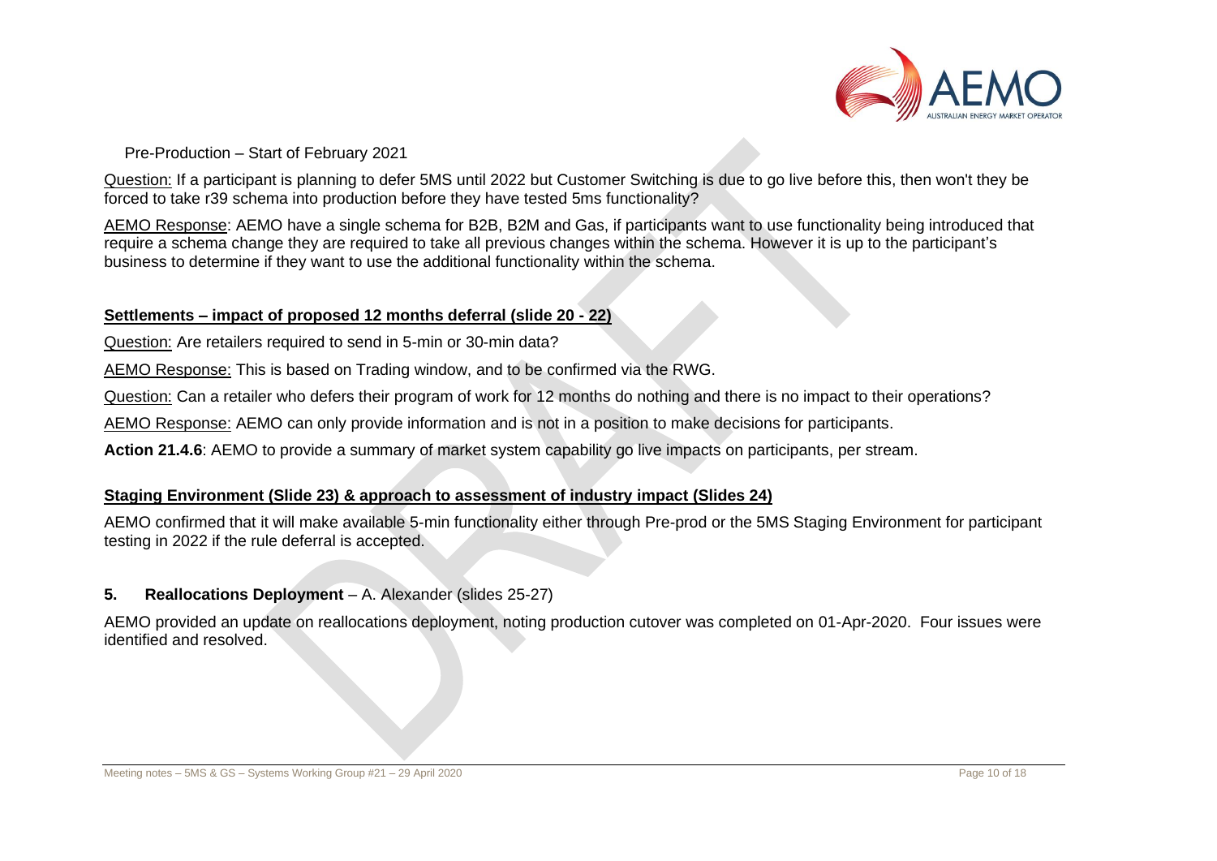Pre-Production – Start of February 2021

Question: If a participant is planning to defer 5MS until 2022 but Customer Switching is due to go live before this, then won't they be forced to take r39 schema into production before they have tested 5ms functionality?

AEMO Response: AEMO have a single schema for B2B, B2M and Gas, if participants want to use functionality being introduced that require a schema change they are required to take all previous changes within the schema. However it is up to the participant's business to determine if they want to use the additional functionality within the schema.

**Settlements – impact of proposed 12 months deferral (slide 20 - 22)**

Question: Are retailers required to send in 5-min or 30-min data?

AEMO Response: This is based on Trading window, and to be confirmed via the RWG.

Question: Can a retailer who defers their program of work for 12 months do nothing and there is no impact to their operations?

AEMO Response: AEMO can only provide information and is not in a position to make decisions for participants.

**Action 21.4.6**: AEMO to provide a summary of market system capability go live impacts on participants, per stream.

**Staging Environment (Slide 23) & approach to assessment of industry impact (Slides 24)**

AEMO confirmed that it will make available 5-min functionality either through Pre-prod or the 5MS Staging Environment for participant testing in 2022 if the rule deferral is accepted.

## 5. **Reallocations Deployment** – A. Alexander (slides 25-27)

AEMO provided an update on reallocations deployment, noting production cutover was completed on 01-Apr-2020. Four issues were identified and resolved.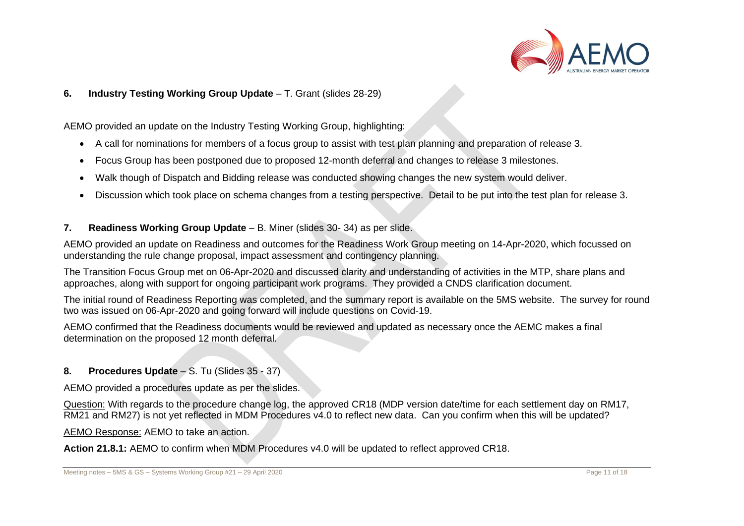## 6. Industry Testing Working Group Update – T. Grant (slides 28-29)

AEMO provided an update on the Industry Testing Working Group, highlighting:

- A call for nominations for members of a focus group to assist with test plan planning and preparation of release 3.
- Focus Group has been postponed due to proposed 12-month deferral and changes to release 3 milestones.
- Walk though of Dispatch and Bidding release was conducted showing changes the new system would deliver.
- Discussion which took place on schema changes from a testing perspective. Detail to be put into the test plan for release 3.

## 7. Readiness Working Group Update – B. Miner (slides 30- 34) as per slide.

AEMO provided an update on Readiness and outcomes for the Readiness Work Group meeting on 14-Apr-2020, which focussed on understanding the rule change proposal, impact assessment and contingency planning.

The Transition Focus Group met on 06-Apr-2020 and discussed clarity and understanding of activities in the MTP, share plans and approaches, along with support for ongoing participant work programs. They provided a CNDS clarification document.

The initial round of Readiness Reporting was completed, and the summary report is available on the 5MS website. The survey for round two was issued on 06-Apr-2020 and going forward will include questions on Covid-19.

AEMO confirmed that the Readiness documents would be reviewed and updated as necessary once the AEMC makes a final determination on the proposed 12 month deferral.

## 8. Procedures Update – S. Tu (Slides 35 - 37)

AEMO provided a procedures update as per the slides.

Question: With regards to the procedure change log, the approved CR18 (MDP version date/time for each settlement day on RM17, RM21 and RM27) is not yet reflected in MDM Procedures v4.0 to reflect new data. Can you confirm when this will be updated?

AEMO Response: AEMO to take an action.

**Action 21.8.1:** AEMO to confirm when MDM Procedures v4.0 will be updated to reflect approved CR18.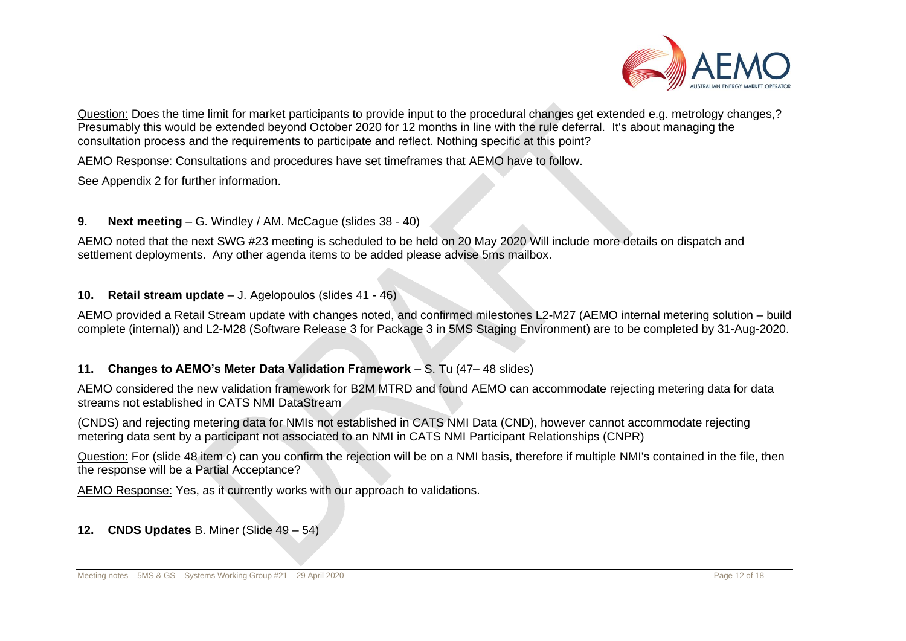Question: Does the time limit for market participants to provide input to the procedural changes get extended e.g. metrology changes,? Presumably this would be extended beyond October 2020 for 12 months in line with the rule deferral. It's about managing the consultation process and the requirements to participate and reflect. Nothing specific at this point?

AEMO Response: Consultations and procedures have set timeframes that AEMO have to follow.

See Appendix 2 for further information.

**9. Next meeting** – G. Windley / AM. McCague (slides 38 - 40)

AEMO noted that the next SWG #23 meeting is scheduled to be held on 20 May 2020 Will include more details on dispatch and settlement deployments. Any other agenda items to be added please advise 5ms mailbox.

**10. Retail stream update** – J. Agelopoulos (slides 41 - 46)

AEMO provided a Retail Stream update with changes noted, and confirmed milestones L2-M27 (AEMO internal metering solution – build complete (internal)) and L2-M28 (Software Release 3 for Package 3 in 5MS Staging Environment) are to be completed by 31-Aug-2020.

**11. Changes to AEMO's Meter Data Validation Framework** – S. Tu (47– 48 slides)

AEMO considered the new validation framework for B2M MTRD and found AEMO can accommodate rejecting metering data for data streams not established in CATS NMI DataStream

(CNDS) and rejecting metering data for NMIs not established in CATS NMI Data (CND), however cannot accommodate rejecting metering data sent by a participant not associated to an NMI in CATS NMI Participant Relationships (CNPR)

Question: For (slide 48 item c) can you confirm the rejection will be on a NMI basis, therefore if multiple NMI's contained in the file, then the response will be a Partial Acceptance?

AEMO Response: Yes, as it currently works with our approach to validations.

**12. CNDS Updates** B. Miner (Slide 49 – 54)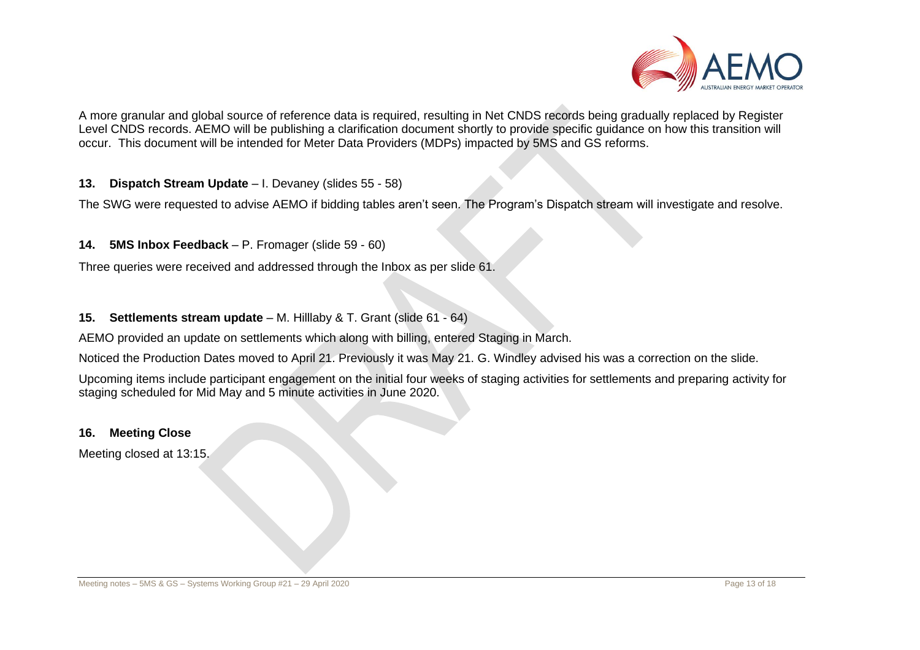A more granular and global source of reference data is required, resulting in Net CNDS records being gradually replaced by Register Level CNDS records. AEMO will be publishing a clarification document shortly to provide specific guidance on how this transition will occur. This document will be intended for Meter Data Providers (MDPs) impacted by 5MS and GS reforms.

**13. Dispatch Stream Update** – I. Devaney (slides 55 - 58)

The SWG were requested to advise AEMO if bidding tables aren't seen. The Program's Dispatch stream will investigate and resolve.

**14. 5MS Inbox Feedback** – P. Fromager (slide 59 - 60)

Three queries were received and addressed through the Inbox as per slide 61.

**15. Settlements stream update** – M. Hilllaby & T. Grant (slide 61 - 64)

AEMO provided an update on settlements which along with billing, entered Staging in March.

Noticed the Production Dates moved to April 21. Previously it was May 21. G. Windley advised his was a correction on the slide.

Upcoming items include participant engagement on the initial four weeks of staging activities for settlements and preparing activity for staging scheduled for Mid May and 5 minute activities in June 2020.

**16. Meeting Close**

Meeting closed at 13:15.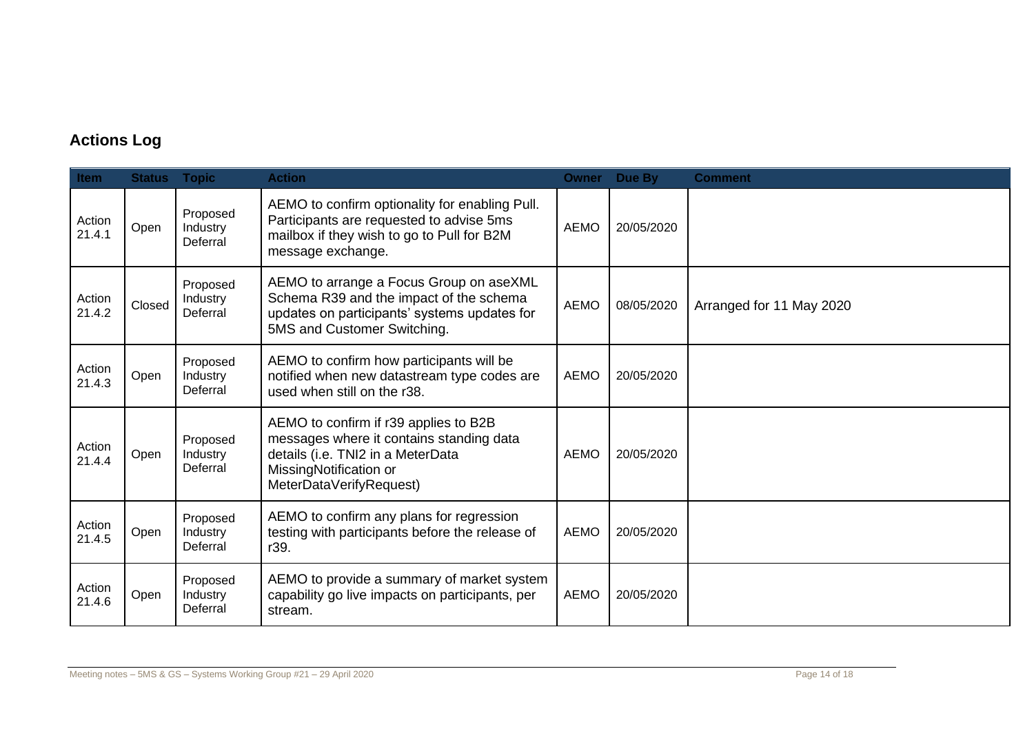## Actions Log

| Item | Status | Topic | Action | Owner | Due By | Comment |
|---|---|---|---|---|---|---|
| Action 21.4.1 | Open | Proposed Industry Deferral | AEMO to confirm optionality for enabling Pull. Participants are requested to advise 5ms mailbox if they wish to go to Pull for B2M message exchange. | AEMO | 20/05/2020 | |
| Action 21.4.2 | Closed | Proposed Industry Deferral | AEMO to arrange a Focus Group on aseXML Schema R39 and the impact of the schema updates on participants' systems updates for 5MS and Customer Switching. | AEMO | 08/05/2020 | Arranged for 11 May 2020 |
| Action 21.4.3 | Open | Proposed Industry Deferral | AEMO to confirm how participants will be notified when new datastream type codes are used when still on the r38. | AEMO | 20/05/2020 | |
| Action 21.4.4 | Open | Proposed Industry Deferral | AEMO to confirm if r39 applies to B2B messages where it contains standing data details (i.e. TNI2 in a MeterData MissingNotification or MeterDataVerifyRequest) | AEMO | 20/05/2020 | |
| Action 21.4.5 | Open | Proposed Industry Deferral | AEMO to confirm any plans for regression testing with participants before the release of r39. | AEMO | 20/05/2020 | |
| Action 21.4.6 | Open | Proposed Industry Deferral | AEMO to provide a summary of market system capability go live impacts on participants, per stream. | AEMO | 20/05/2020 | |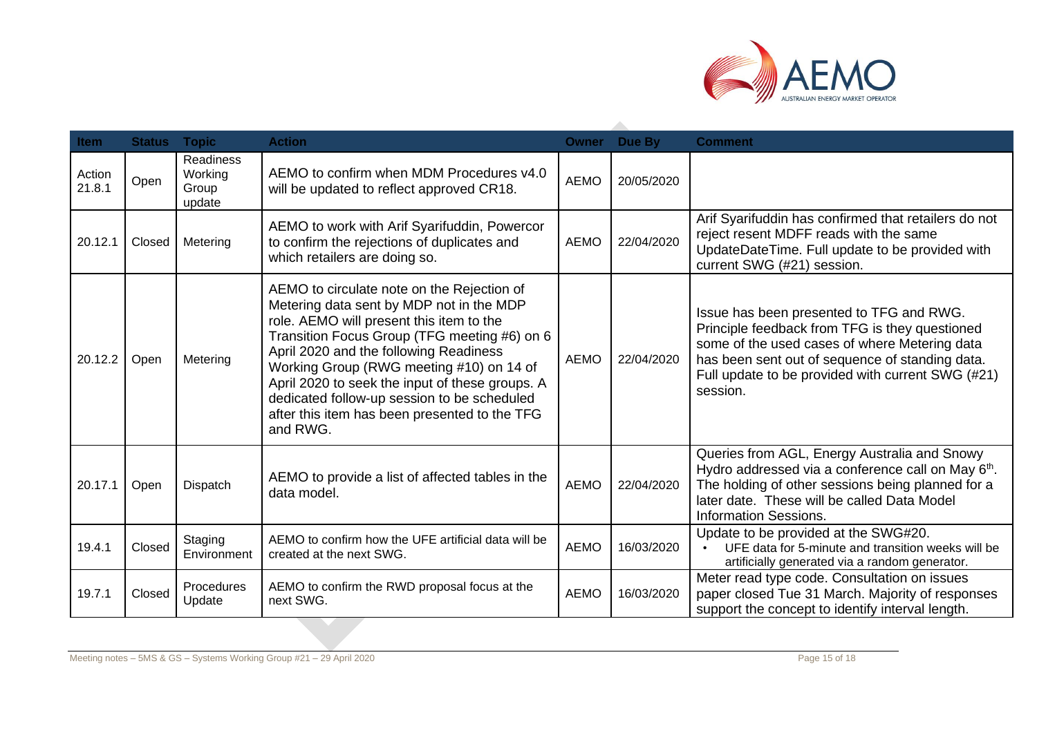| Item | Status | Topic | Action | Owner | Due By | Comment |
|---|---|---|---|---|---|---|
| Action 21.8.1 | Open | Readiness Working Group update | AEMO to confirm when MDM Procedures v4.0 will be updated to reflect approved CR18. | AEMO | 20/05/2020 | |
| 20.12.1 | Closed | Metering | AEMO to work with Arif Syarifuddin, Powercor to confirm the rejections of duplicates and which retailers are doing so. | AEMO | 22/04/2020 | Arif Syarifuddin has confirmed that retailers do not reject resent MDFF reads with the same UpdateDateTime. Full update to be provided with current SWG (#21) session. |
| 20.12.2 | Open | Metering | AEMO to circulate note on the Rejection of Metering data sent by MDP not in the MDP role. AEMO will present this item to the Transition Focus Group (TFG meeting #6) on 6 April 2020 and the following Readiness Working Group (RWG meeting #10) on 14 of April 2020 to seek the input of these groups. A dedicated follow-up session to be scheduled after this item has been presented to the TFG and RWG. | AEMO | 22/04/2020 | Issue has been presented to TFG and RWG. Principle feedback from TFG is they questioned some of the used cases of where Metering data has been sent out of sequence of standing data. Full update to be provided with current SWG (#21) session. |
| 20.17.1 | Open | Dispatch | AEMO to provide a list of affected tables in the data model. | AEMO | 22/04/2020 | Queries from AGL, Energy Australia and Snowy Hydro addressed via a conference call on May 6th. The holding of other sessions being planned for a later date. These will be called Data Model Information Sessions. |
| 19.4.1 | Closed | Staging Environment | AEMO to confirm how the UFE artificial data will be created at the next SWG. | AEMO | 16/03/2020 | Update to be provided at the SWG#20. • UFE data for 5-minute and transition weeks will be artificially generated via a random generator. |
| 19.7.1 | Closed | Procedures Update | AEMO to confirm the RWD proposal focus at the next SWG. | AEMO | 16/03/2020 | Meter read type code. Consultation on issues paper closed Tue 31 March. Majority of responses support the concept to identify interval length. |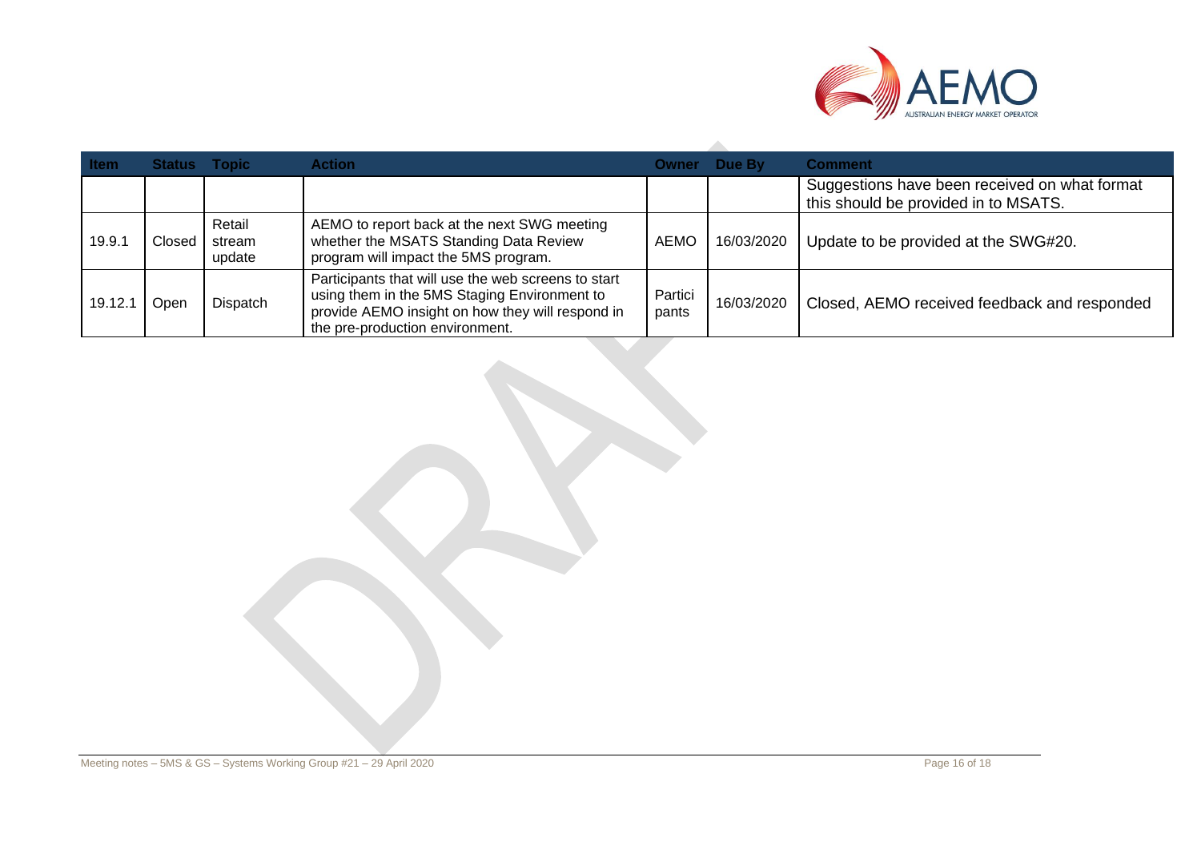| Item | Status | Topic | Action | Owner | Due By | Comment |
|---|---|---|---|---|---|---|
| | | | | | | Suggestions have been received on what format this should be provided in to MSATS. |
| 19.9.1 | Closed | Retail stream update | AEMO to report back at the next SWG meeting whether the MSATS Standing Data Review program will impact the 5MS program. | AEMO | 16/03/2020 | Update to be provided at the SWG#20. |
| 19.12.1 | Open | Dispatch | Participants that will use the web screens to start using them in the 5MS Staging Environment to provide AEMO insight on how they will respond in the pre-production environment. | Participants | 16/03/2020 | Closed, AEMO received feedback and responded |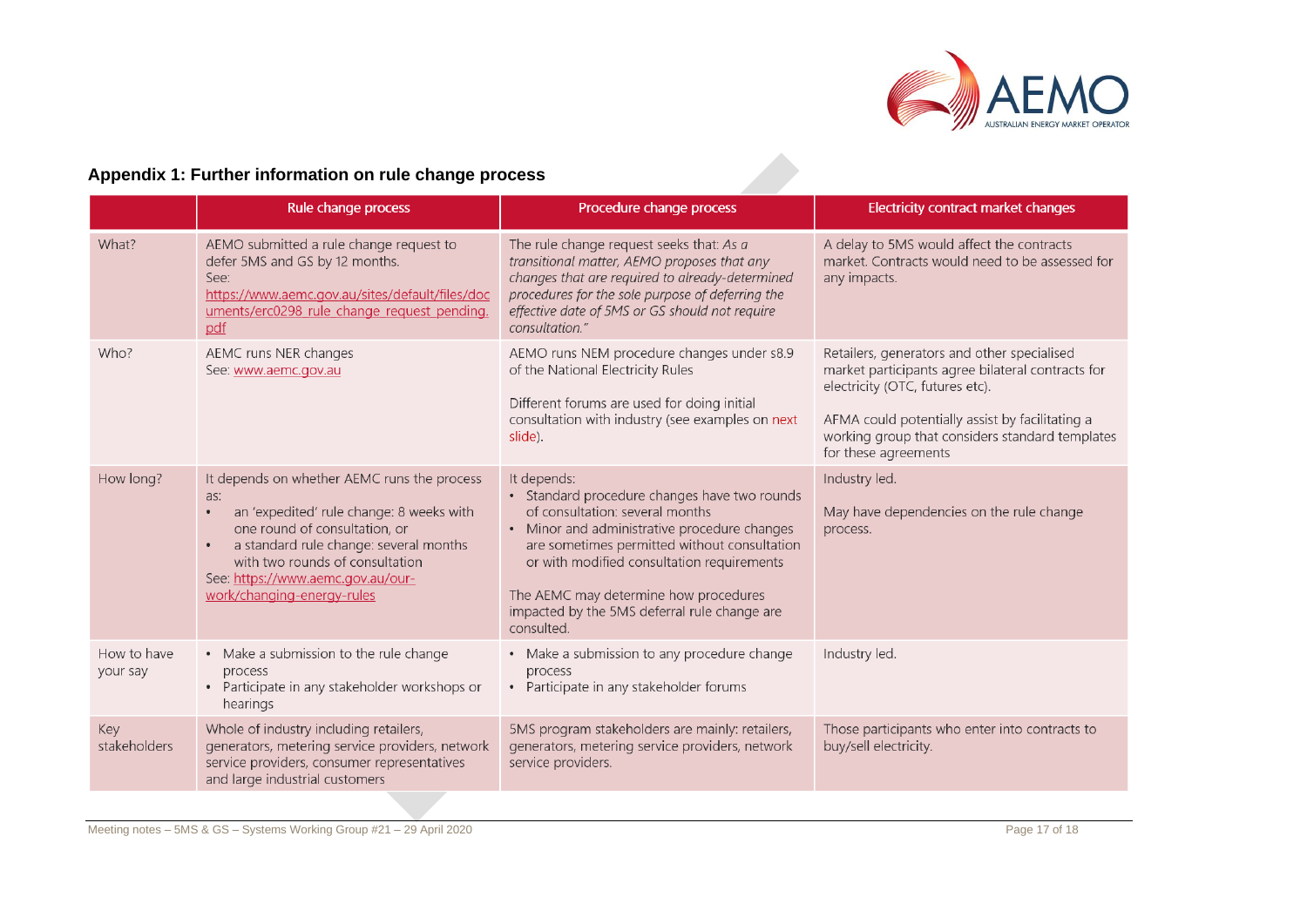## Appendix 1: Further information on rule change process

| | Rule change process | Procedure change process | Electricity contract market changes |
|---|---|---|---|
| What? | AEMO submitted a rule change request to defer 5MS and GS by 12 months. See: https://www.aemc.gov.au/sites/default/files/documents/erc0298_rule_change_request_pending.pdf | The rule change request seeks that: *As a transitional matter, AEMO proposes that any changes that are required to already-determined procedures for the sole purpose of deferring the effective date of 5MS or GS should not require consultation."* | A delay to 5MS would affect the contracts market. Contracts would need to be assessed for any impacts. |
| Who? | AEMC runs NER changes<br>See: www.aemc.gov.au | AEMO runs NEM procedure changes under s8.9 of the National Electricity Rules<br><br>Different forums are used for doing initial consultation with industry (see examples on next slide). | Retailers, generators and other specialised market participants agree bilateral contracts for electricity (OTC, futures etc).<br><br>AFMA could potentially assist by facilitating a working group that considers standard templates for these agreements |
| How long? | It depends on whether AEMC runs the process as:<br>• an 'expedited' rule change: 8 weeks with one round of consultation, or<br>• a standard rule change: several months with two rounds of consultation<br>See: https://www.aemc.gov.au/our-work/changing-energy-rules | It depends:<br>• Standard procedure changes have two rounds of consultation: several months<br>• Minor and administrative procedure changes are sometimes permitted without consultation or with modified consultation requirements<br><br>The AEMC may determine how procedures impacted by the 5MS deferral rule change are consulted. | Industry led.<br><br>May have dependencies on the rule change process. |
| How to have your say | • Make a submission to the rule change process<br>• Participate in any stakeholder workshops or hearings | • Make a submission to any procedure change process<br>• Participate in any stakeholder forums | Industry led. |
| Key stakeholders | Whole of industry including retailers, generators, metering service providers, network service providers, consumer representatives and large industrial customers | 5MS program stakeholders are mainly: retailers, generators, metering service providers, network service providers. | Those participants who enter into contracts to buy/sell electricity. |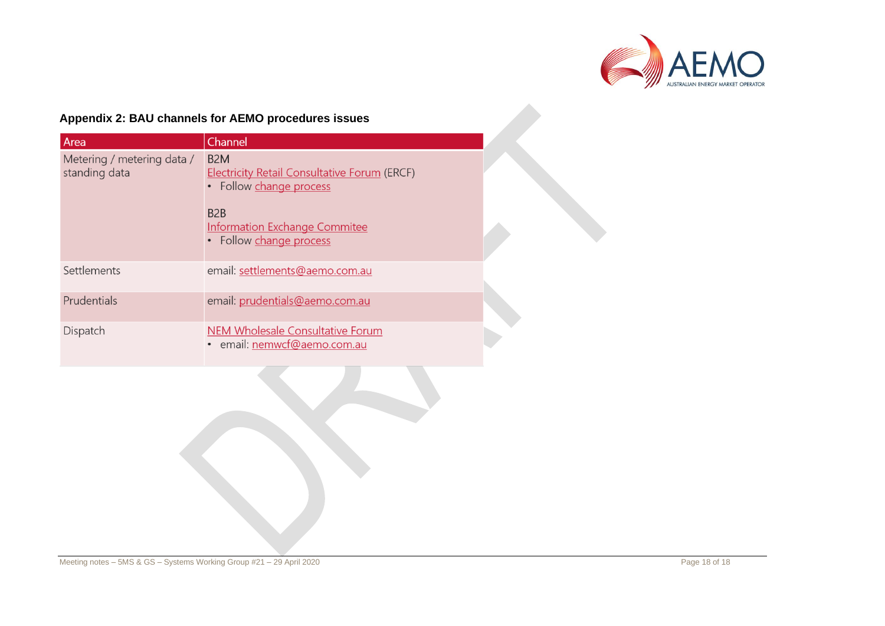## Appendix 2: BAU channels for AEMO procedures issues

| Area | Channel |
| --- | --- |
| Metering / metering data / standing data | B2M<br>Electricity Retail Consultative Forum (ERCF)<br>• Follow change process<br><br>B2B<br>Information Exchange Commitee<br>• Follow change process |
| Settlements | email: settlements@aemo.com.au |
| Prudentials | email: prudentials@aemo.com.au |
| Dispatch | NEM Wholesale Consultative Forum<br>• email: nemwcf@aemo.com.au |